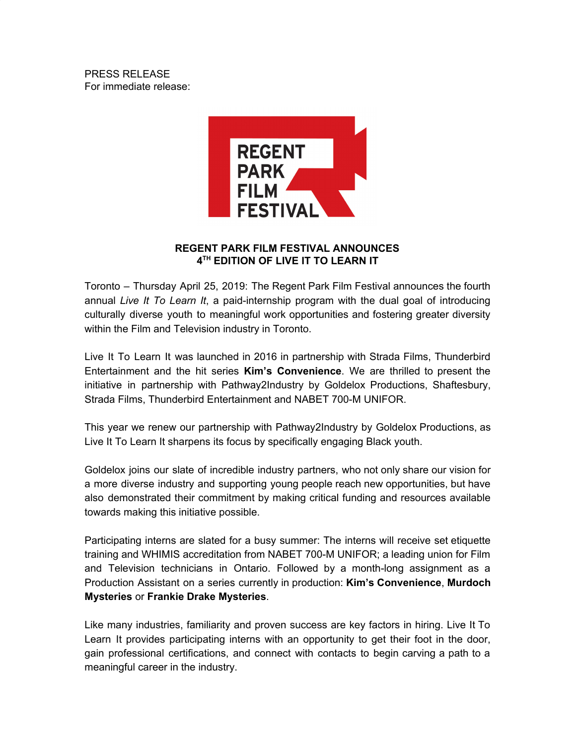PRESS RELEASE
For immediate release:

REGENT PARK FILM FESTIVAL

## REGENT PARK FILM FESTIVAL ANNOUNCES 4TH EDITION OF LIVE IT TO LEARN IT

Toronto – Thursday April 25, 2019: The Regent Park Film Festival announces the fourth annual *Live It To Learn It*, a paid-internship program with the dual goal of introducing culturally diverse youth to meaningful work opportunities and fostering greater diversity within the Film and Television industry in Toronto.

Live It To Learn It was launched in 2016 in partnership with Strada Films, Thunderbird Entertainment and the hit series **Kim's Convenience**. We are thrilled to present the initiative in partnership with Pathway2Industry by Goldelox Productions, Shaftesbury, Strada Films, Thunderbird Entertainment and NABET 700-M UNIFOR.

This year we renew our partnership with Pathway2Industry by Goldelox Productions, as Live It To Learn It sharpens its focus by specifically engaging Black youth.

Goldelox joins our slate of incredible industry partners, who not only share our vision for a more diverse industry and supporting young people reach new opportunities, but have also demonstrated their commitment by making critical funding and resources available towards making this initiative possible.

Participating interns are slated for a busy summer: The interns will receive set etiquette training and WHIMIS accreditation from NABET 700-M UNIFOR; a leading union for Film and Television technicians in Ontario. Followed by a month-long assignment as a Production Assistant on a series currently in production: **Kim's Convenience**, **Murdoch Mysteries** or **Frankie Drake Mysteries**.

Like many industries, familiarity and proven success are key factors in hiring. Live It To Learn It provides participating interns with an opportunity to get their foot in the door, gain professional certifications, and connect with contacts to begin carving a path to a meaningful career in the industry.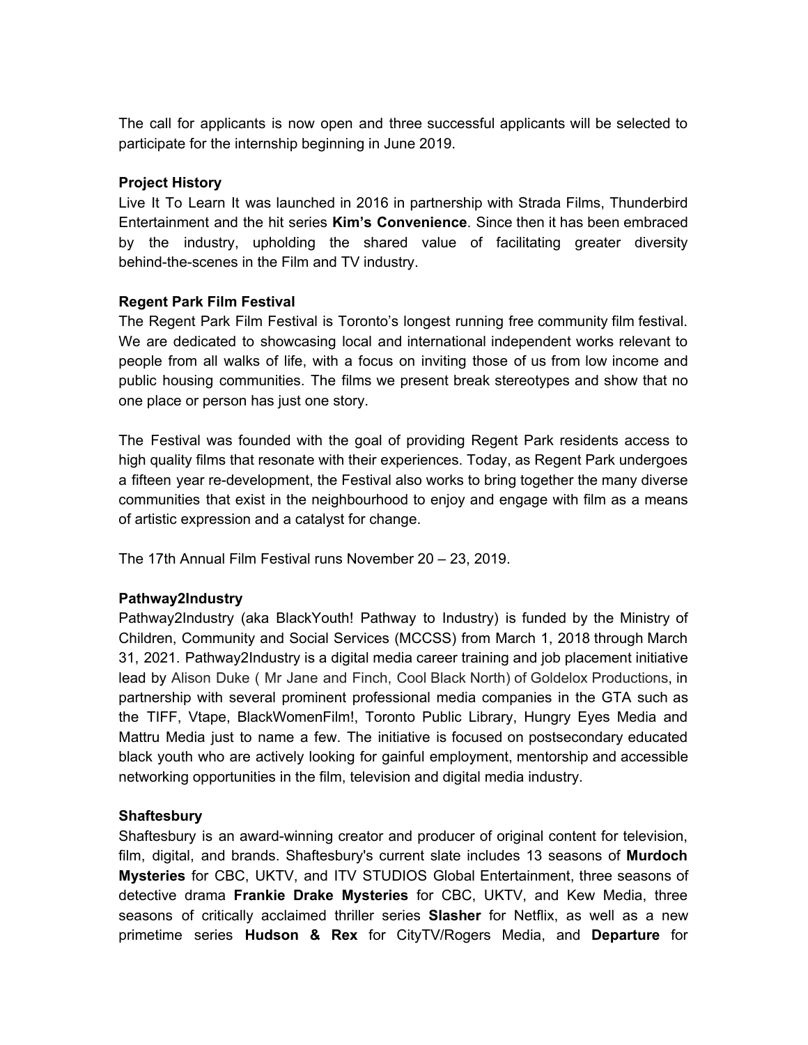The call for applicants is now open and three successful applicants will be selected to participate for the internship beginning in June 2019.

**Project History**

Live It To Learn It was launched in 2016 in partnership with Strada Films, Thunderbird Entertainment and the hit series **Kim's Convenience**. Since then it has been embraced by the industry, upholding the shared value of facilitating greater diversity behind-the-scenes in the Film and TV industry.

**Regent Park Film Festival**

The Regent Park Film Festival is Toronto's longest running free community film festival. We are dedicated to showcasing local and international independent works relevant to people from all walks of life, with a focus on inviting those of us from low income and public housing communities. The films we present break stereotypes and show that no one place or person has just one story.

The Festival was founded with the goal of providing Regent Park residents access to high quality films that resonate with their experiences. Today, as Regent Park undergoes a fifteen year re-development, the Festival also works to bring together the many diverse communities that exist in the neighbourhood to enjoy and engage with film as a means of artistic expression and a catalyst for change.

The 17th Annual Film Festival runs November 20 – 23, 2019.

**Pathway2Industry**

Pathway2Industry (aka BlackYouth! Pathway to Industry) is funded by the Ministry of Children, Community and Social Services (MCCSS) from March 1, 2018 through March 31, 2021. Pathway2Industry is a digital media career training and job placement initiative lead by Alison Duke ( Mr Jane and Finch, Cool Black North) of Goldelox Productions, in partnership with several prominent professional media companies in the GTA such as the TIFF, Vtape, BlackWomenFilm!, Toronto Public Library, Hungry Eyes Media and Mattru Media just to name a few. The initiative is focused on postsecondary educated black youth who are actively looking for gainful employment, mentorship and accessible networking opportunities in the film, television and digital media industry.

**Shaftesbury**

Shaftesbury is an award-winning creator and producer of original content for television, film, digital, and brands. Shaftesbury's current slate includes 13 seasons of **Murdoch Mysteries** for CBC, UKTV, and ITV STUDIOS Global Entertainment, three seasons of detective drama **Frankie Drake Mysteries** for CBC, UKTV, and Kew Media, three seasons of critically acclaimed thriller series **Slasher** for Netflix, as well as a new primetime series **Hudson & Rex** for CityTV/Rogers Media, and **Departure** for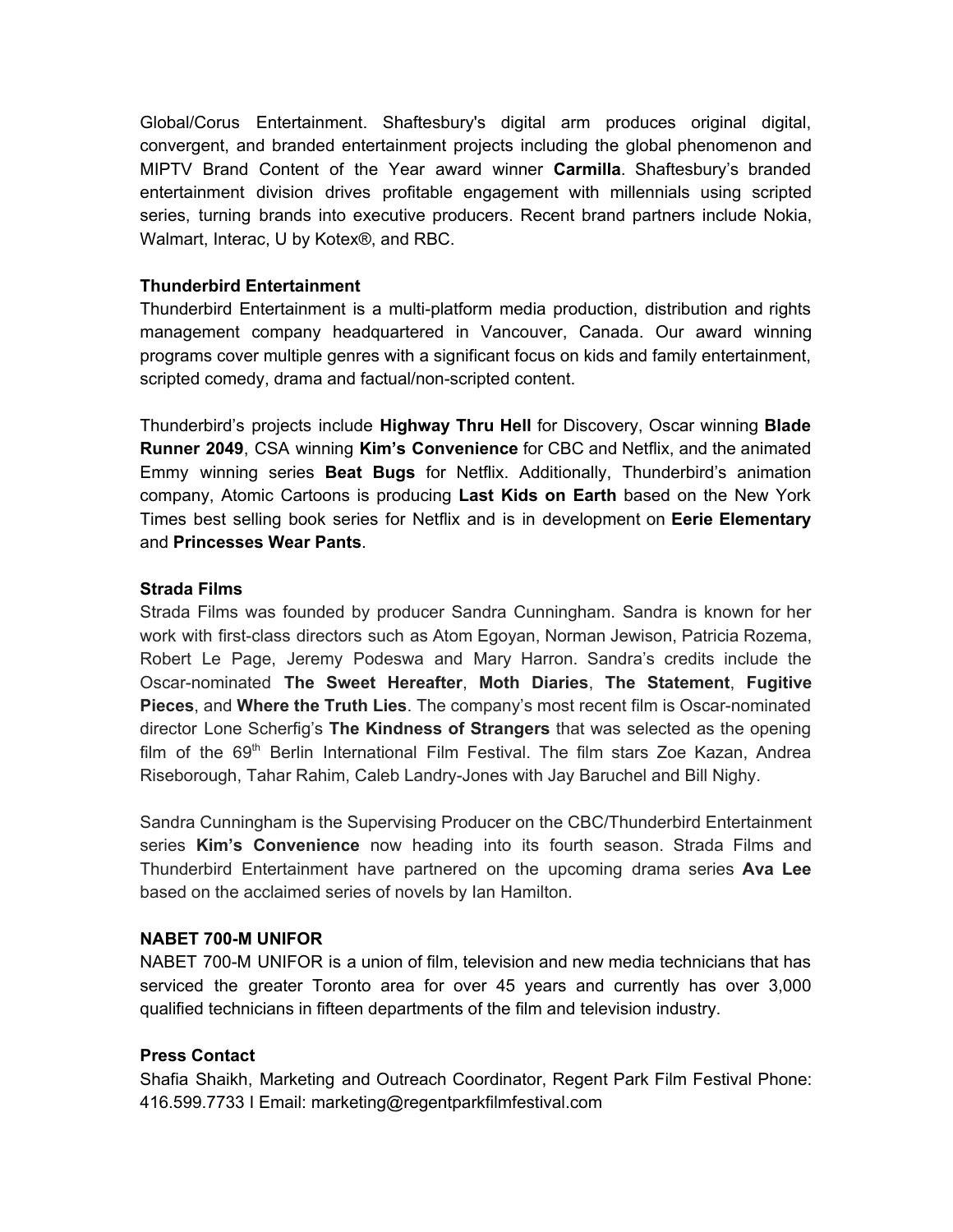Global/Corus Entertainment. Shaftesbury's digital arm produces original digital, convergent, and branded entertainment projects including the global phenomenon and MIPTV Brand Content of the Year award winner **Carmilla**. Shaftesbury's branded entertainment division drives profitable engagement with millennials using scripted series, turning brands into executive producers. Recent brand partners include Nokia, Walmart, Interac, U by Kotex®, and RBC.

**Thunderbird Entertainment**
Thunderbird Entertainment is a multi-platform media production, distribution and rights management company headquartered in Vancouver, Canada. Our award winning programs cover multiple genres with a significant focus on kids and family entertainment, scripted comedy, drama and factual/non-scripted content.

Thunderbird's projects include **Highway Thru Hell** for Discovery, Oscar winning **Blade Runner 2049**, CSA winning **Kim's Convenience** for CBC and Netflix, and the animated Emmy winning series **Beat Bugs** for Netflix. Additionally, Thunderbird's animation company, Atomic Cartoons is producing **Last Kids on Earth** based on the New York Times best selling book series for Netflix and is in development on **Eerie Elementary** and **Princesses Wear Pants**.

**Strada Films**
Strada Films was founded by producer Sandra Cunningham. Sandra is known for her work with first-class directors such as Atom Egoyan, Norman Jewison, Patricia Rozema, Robert Le Page, Jeremy Podeswa and Mary Harron. Sandra's credits include the Oscar-nominated **The Sweet Hereafter**, **Moth Diaries**, **The Statement**, **Fugitive Pieces**, and **Where the Truth Lies**. The company's most recent film is Oscar-nominated director Lone Scherfig's **The Kindness of Strangers** that was selected as the opening film of the 69th Berlin International Film Festival. The film stars Zoe Kazan, Andrea Riseborough, Tahar Rahim, Caleb Landry-Jones with Jay Baruchel and Bill Nighy.

Sandra Cunningham is the Supervising Producer on the CBC/Thunderbird Entertainment series **Kim's Convenience** now heading into its fourth season. Strada Films and Thunderbird Entertainment have partnered on the upcoming drama series **Ava Lee** based on the acclaimed series of novels by Ian Hamilton.

**NABET 700-M UNIFOR**
NABET 700-M UNIFOR is a union of film, television and new media technicians that has serviced the greater Toronto area for over 45 years and currently has over 3,000 qualified technicians in fifteen departments of the film and television industry.

**Press Contact**
Shafia Shaikh, Marketing and Outreach Coordinator, Regent Park Film Festival Phone: 416.599.7733 I Email: marketing@regentparkfilmfestival.com